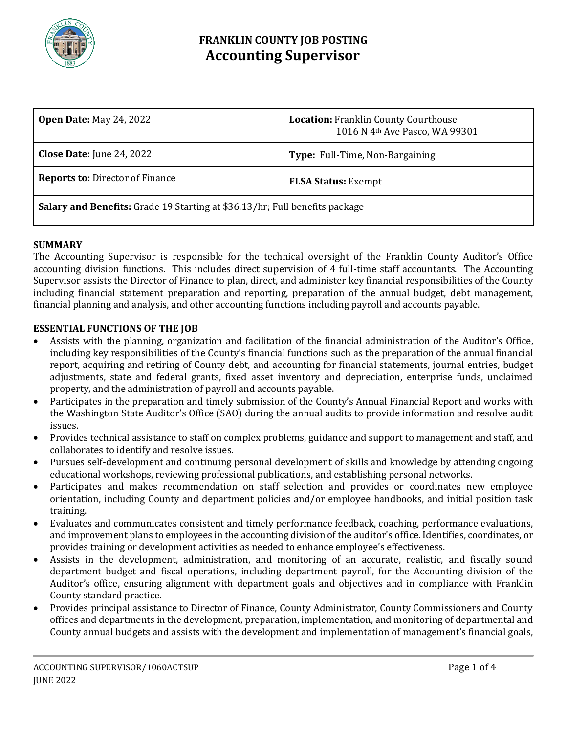# FRANKLIN COUNTY JOB POSTING
## Accounting Supervisor

| **Open Date:** May 24, 2022 | **Location:** Franklin County Courthouse 1016 N 4th Ave Pasco, WA 99301 |
|---|---|
| **Close Date:** June 24, 2022 | **Type:** Full-Time, Non-Bargaining |
| **Reports to:** Director of Finance | **FLSA Status:** Exempt |
| **Salary and Benefits:** Grade 19 Starting at $36.13/hr; Full benefits package | |

### SUMMARY

The Accounting Supervisor is responsible for the technical oversight of the Franklin County Auditor's Office accounting division functions. This includes direct supervision of 4 full-time staff accountants. The Accounting Supervisor assists the Director of Finance to plan, direct, and administer key financial responsibilities of the County including financial statement preparation and reporting, preparation of the annual budget, debt management, financial planning and analysis, and other accounting functions including payroll and accounts payable.

### ESSENTIAL FUNCTIONS OF THE JOB

- Assists with the planning, organization and facilitation of the financial administration of the Auditor's Office, including key responsibilities of the County's financial functions such as the preparation of the annual financial report, acquiring and retiring of County debt, and accounting for financial statements, journal entries, budget adjustments, state and federal grants, fixed asset inventory and depreciation, enterprise funds, unclaimed property, and the administration of payroll and accounts payable.
- Participates in the preparation and timely submission of the County's Annual Financial Report and works with the Washington State Auditor's Office (SAO) during the annual audits to provide information and resolve audit issues.
- Provides technical assistance to staff on complex problems, guidance and support to management and staff, and collaborates to identify and resolve issues.
- Pursues self-development and continuing personal development of skills and knowledge by attending ongoing educational workshops, reviewing professional publications, and establishing personal networks.
- Participates and makes recommendation on staff selection and provides or coordinates new employee orientation, including County and department policies and/or employee handbooks, and initial position task training.
- Evaluates and communicates consistent and timely performance feedback, coaching, performance evaluations, and improvement plans to employees in the accounting division of the auditor's office. Identifies, coordinates, or provides training or development activities as needed to enhance employee's effectiveness.
- Assists in the development, administration, and monitoring of an accurate, realistic, and fiscally sound department budget and fiscal operations, including department payroll, for the Accounting division of the Auditor's office, ensuring alignment with department goals and objectives and in compliance with Franklin County standard practice.
- Provides principal assistance to Director of Finance, County Administrator, County Commissioners and County offices and departments in the development, preparation, implementation, and monitoring of departmental and County annual budgets and assists with the development and implementation of management's financial goals,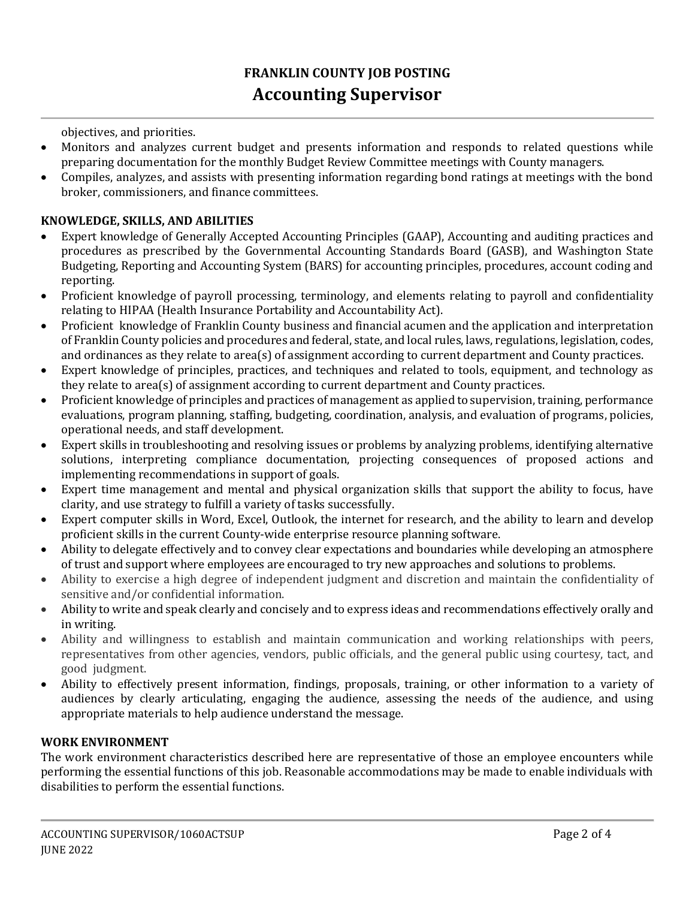objectives, and priorities.

- Monitors and analyzes current budget and presents information and responds to related questions while preparing documentation for the monthly Budget Review Committee meetings with County managers.
- Compiles, analyzes, and assists with presenting information regarding bond ratings at meetings with the bond broker, commissioners, and finance committees.

**KNOWLEDGE, SKILLS, AND ABILITIES**

- Expert knowledge of Generally Accepted Accounting Principles (GAAP), Accounting and auditing practices and procedures as prescribed by the Governmental Accounting Standards Board (GASB), and Washington State Budgeting, Reporting and Accounting System (BARS) for accounting principles, procedures, account coding and reporting.
- Proficient knowledge of payroll processing, terminology, and elements relating to payroll and confidentiality relating to HIPAA (Health Insurance Portability and Accountability Act).
- Proficient knowledge of Franklin County business and financial acumen and the application and interpretation of Franklin County policies and procedures and federal, state, and local rules, laws, regulations, legislation, codes, and ordinances as they relate to area(s) of assignment according to current department and County practices.
- Expert knowledge of principles, practices, and techniques and related to tools, equipment, and technology as they relate to area(s) of assignment according to current department and County practices.
- Proficient knowledge of principles and practices of management as applied to supervision, training, performance evaluations, program planning, staffing, budgeting, coordination, analysis, and evaluation of programs, policies, operational needs, and staff development.
- Expert skills in troubleshooting and resolving issues or problems by analyzing problems, identifying alternative solutions, interpreting compliance documentation, projecting consequences of proposed actions and implementing recommendations in support of goals.
- Expert time management and mental and physical organization skills that support the ability to focus, have clarity, and use strategy to fulfill a variety of tasks successfully.
- Expert computer skills in Word, Excel, Outlook, the internet for research, and the ability to learn and develop proficient skills in the current County-wide enterprise resource planning software.
- Ability to delegate effectively and to convey clear expectations and boundaries while developing an atmosphere of trust and support where employees are encouraged to try new approaches and solutions to problems.
- Ability to exercise a high degree of independent judgment and discretion and maintain the confidentiality of sensitive and/or confidential information.
- Ability to write and speak clearly and concisely and to express ideas and recommendations effectively orally and in writing.
- Ability and willingness to establish and maintain communication and working relationships with peers, representatives from other agencies, vendors, public officials, and the general public using courtesy, tact, and good judgment.
- Ability to effectively present information, findings, proposals, training, or other information to a variety of audiences by clearly articulating, engaging the audience, assessing the needs of the audience, and using appropriate materials to help audience understand the message.

**WORK ENVIRONMENT**

The work environment characteristics described here are representative of those an employee encounters while performing the essential functions of this job. Reasonable accommodations may be made to enable individuals with disabilities to perform the essential functions.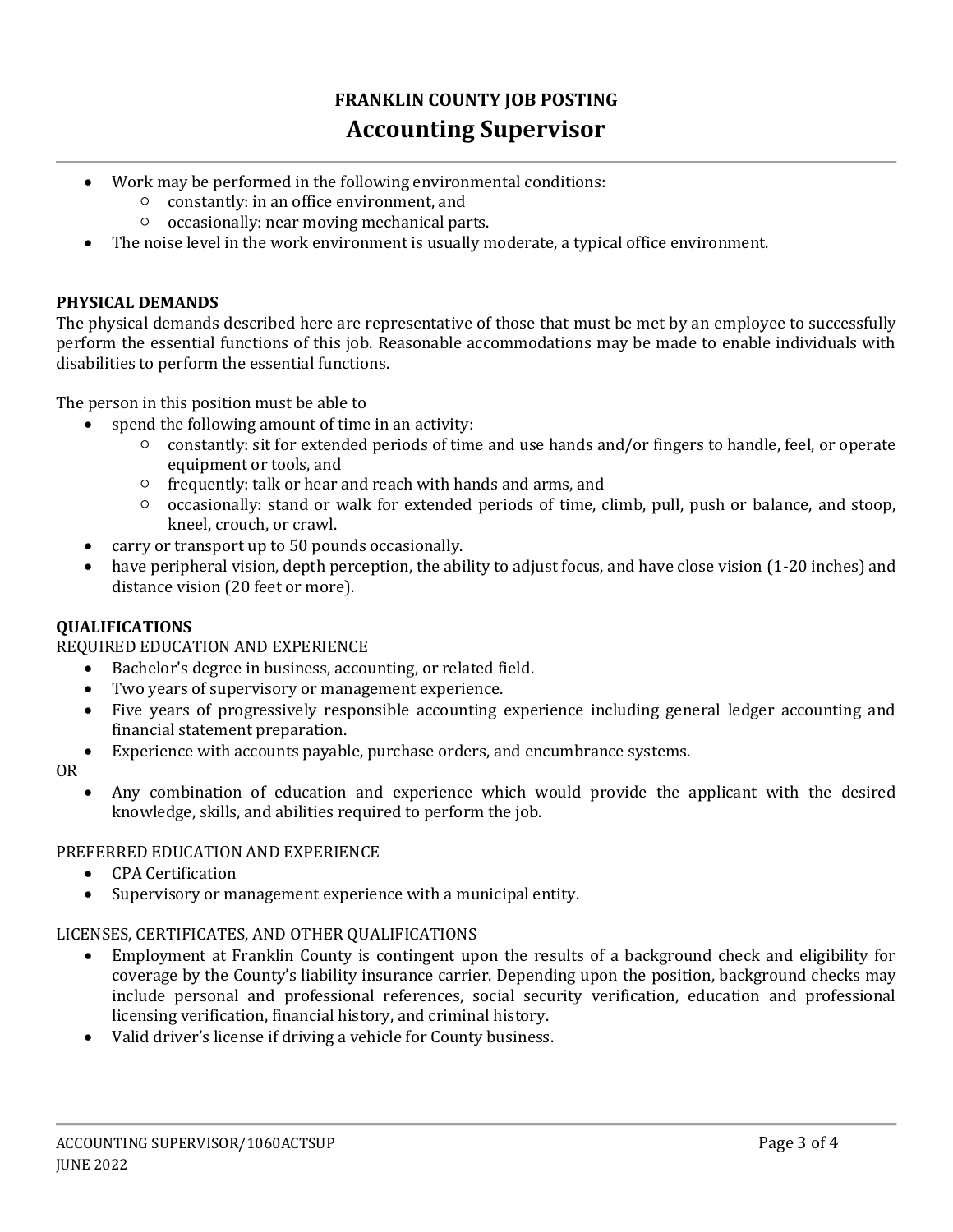- Work may be performed in the following environmental conditions:
  - constantly: in an office environment, and
  - occasionally: near moving mechanical parts.
- The noise level in the work environment is usually moderate, a typical office environment.

**PHYSICAL DEMANDS**

The physical demands described here are representative of those that must be met by an employee to successfully perform the essential functions of this job. Reasonable accommodations may be made to enable individuals with disabilities to perform the essential functions.

The person in this position must be able to

- spend the following amount of time in an activity:
  - constantly: sit for extended periods of time and use hands and/or fingers to handle, feel, or operate equipment or tools, and
  - frequently: talk or hear and reach with hands and arms, and
  - occasionally: stand or walk for extended periods of time, climb, pull, push or balance, and stoop, kneel, crouch, or crawl.
- carry or transport up to 50 pounds occasionally.
- have peripheral vision, depth perception, the ability to adjust focus, and have close vision (1-20 inches) and distance vision (20 feet or more).

**QUALIFICATIONS**

REQUIRED EDUCATION AND EXPERIENCE

- Bachelor's degree in business, accounting, or related field.
- Two years of supervisory or management experience.
- Five years of progressively responsible accounting experience including general ledger accounting and financial statement preparation.
- Experience with accounts payable, purchase orders, and encumbrance systems.

OR

- Any combination of education and experience which would provide the applicant with the desired knowledge, skills, and abilities required to perform the job.

PREFERRED EDUCATION AND EXPERIENCE

- CPA Certification
- Supervisory or management experience with a municipal entity.

LICENSES, CERTIFICATES, AND OTHER QUALIFICATIONS

- Employment at Franklin County is contingent upon the results of a background check and eligibility for coverage by the County's liability insurance carrier. Depending upon the position, background checks may include personal and professional references, social security verification, education and professional licensing verification, financial history, and criminal history.
- Valid driver's license if driving a vehicle for County business.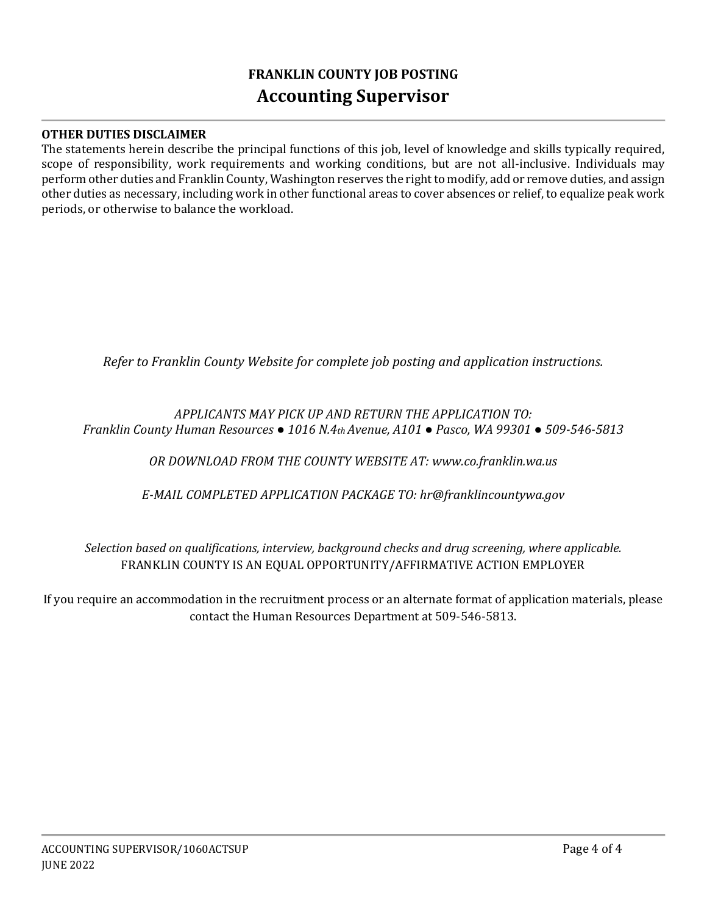**OTHER DUTIES DISCLAIMER**

The statements herein describe the principal functions of this job, level of knowledge and skills typically required, scope of responsibility, work requirements and working conditions, but are not all-inclusive. Individuals may perform other duties and Franklin County, Washington reserves the right to modify, add or remove duties, and assign other duties as necessary, including work in other functional areas to cover absences or relief, to equalize peak work periods, or otherwise to balance the workload.

*Refer to Franklin County Website for complete job posting and application instructions.*

*APPLICANTS MAY PICK UP AND RETURN THE APPLICATION TO:*
*Franklin County Human Resources ● 1016 N.4th Avenue, A101 ● Pasco, WA 99301 ● 509-546-5813*

*OR DOWNLOAD FROM THE COUNTY WEBSITE AT: www.co.franklin.wa.us*

*E-MAIL COMPLETED APPLICATION PACKAGE TO: hr@franklincountywa.gov*

*Selection based on qualifications, interview, background checks and drug screening, where applicable.*
FRANKLIN COUNTY IS AN EQUAL OPPORTUNITY/AFFIRMATIVE ACTION EMPLOYER

If you require an accommodation in the recruitment process or an alternate format of application materials, please contact the Human Resources Department at 509-546-5813.